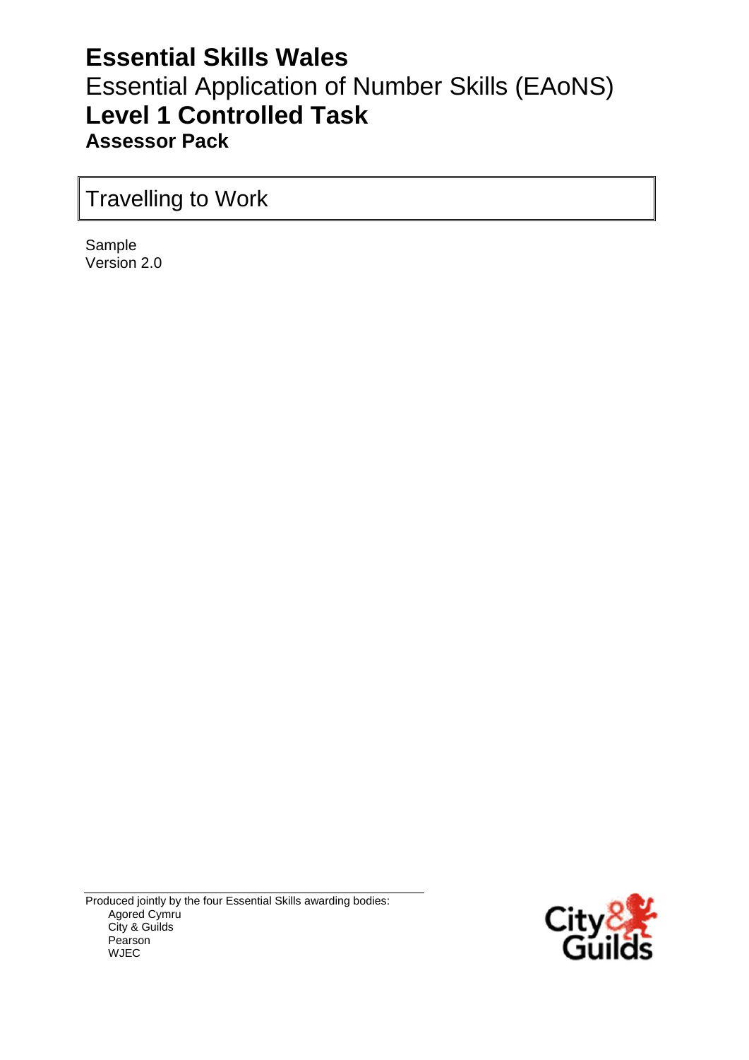# Essential Skills Wales

## Essential Application of Number Skills (EAoNS)

## Level 1 Controlled Task

### Assessor Pack

Travelling to Work

Sample
Version 2.0

Produced jointly by the four Essential Skills awarding bodies:

- Agored Cymru
- City & Guilds
- Pearson
- WJEC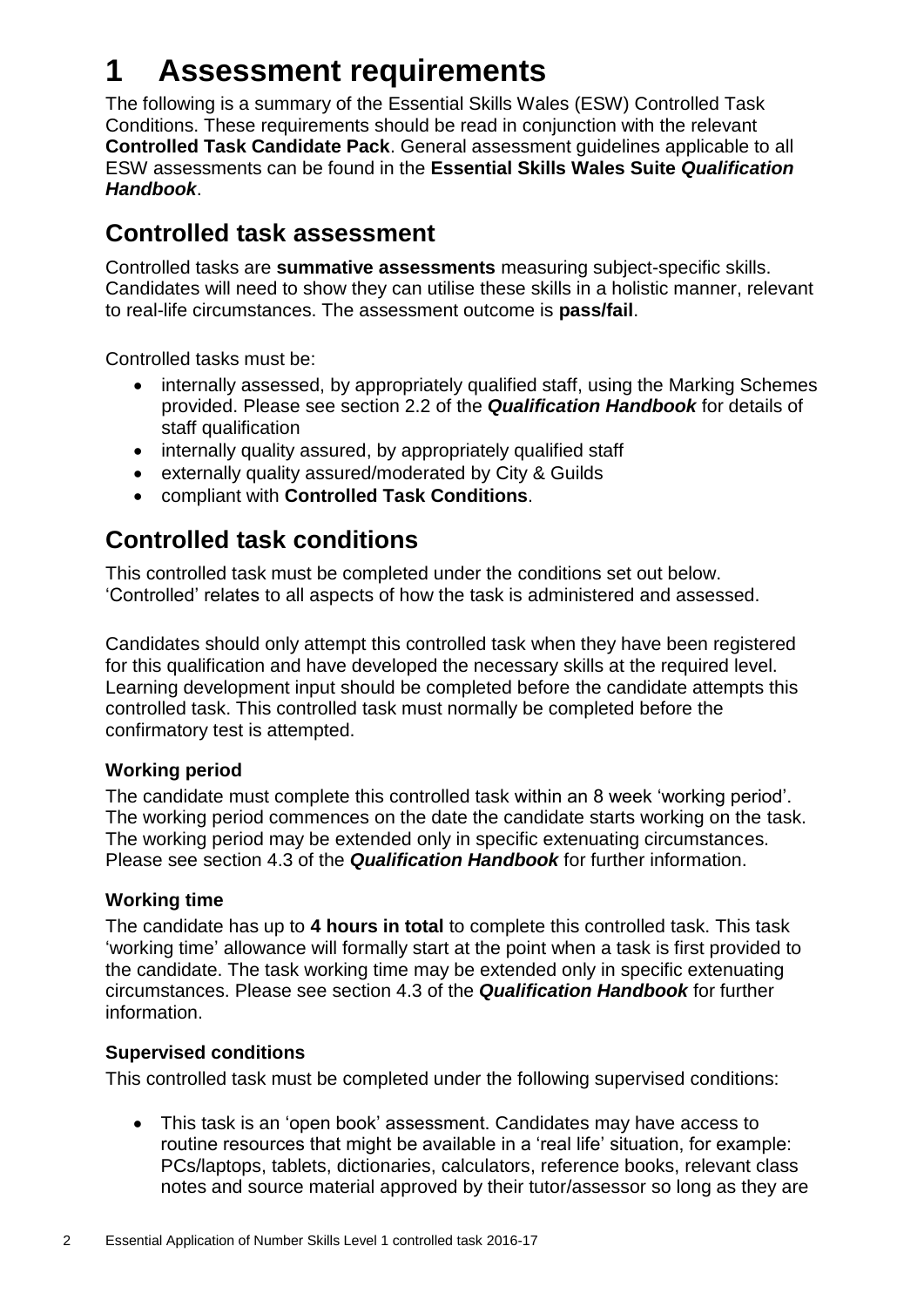# 1 Assessment requirements

The following is a summary of the Essential Skills Wales (ESW) Controlled Task Conditions. These requirements should be read in conjunction with the relevant **Controlled Task Candidate Pack**. General assessment guidelines applicable to all ESW assessments can be found in the **Essential Skills Wales Suite *Qualification Handbook***.

## Controlled task assessment

Controlled tasks are **summative assessments** measuring subject-specific skills. Candidates will need to show they can utilise these skills in a holistic manner, relevant to real-life circumstances. The assessment outcome is **pass/fail**.

Controlled tasks must be:

- internally assessed, by appropriately qualified staff, using the Marking Schemes provided. Please see section 2.2 of the ***Qualification Handbook*** for details of staff qualification
- internally quality assured, by appropriately qualified staff
- externally quality assured/moderated by City & Guilds
- compliant with **Controlled Task Conditions**.

## Controlled task conditions

This controlled task must be completed under the conditions set out below. 'Controlled' relates to all aspects of how the task is administered and assessed.

Candidates should only attempt this controlled task when they have been registered for this qualification and have developed the necessary skills at the required level. Learning development input should be completed before the candidate attempts this controlled task. This controlled task must normally be completed before the confirmatory test is attempted.

### Working period

The candidate must complete this controlled task within an 8 week 'working period'. The working period commences on the date the candidate starts working on the task. The working period may be extended only in specific extenuating circumstances. Please see section 4.3 of the ***Qualification Handbook*** for further information.

### Working time

The candidate has up to **4 hours in total** to complete this controlled task. This task 'working time' allowance will formally start at the point when a task is first provided to the candidate. The task working time may be extended only in specific extenuating circumstances. Please see section 4.3 of the ***Qualification Handbook*** for further information.

### Supervised conditions

This controlled task must be completed under the following supervised conditions:

- This task is an 'open book' assessment. Candidates may have access to routine resources that might be available in a 'real life' situation, for example: PCs/laptops, tablets, dictionaries, calculators, reference books, relevant class notes and source material approved by their tutor/assessor so long as they are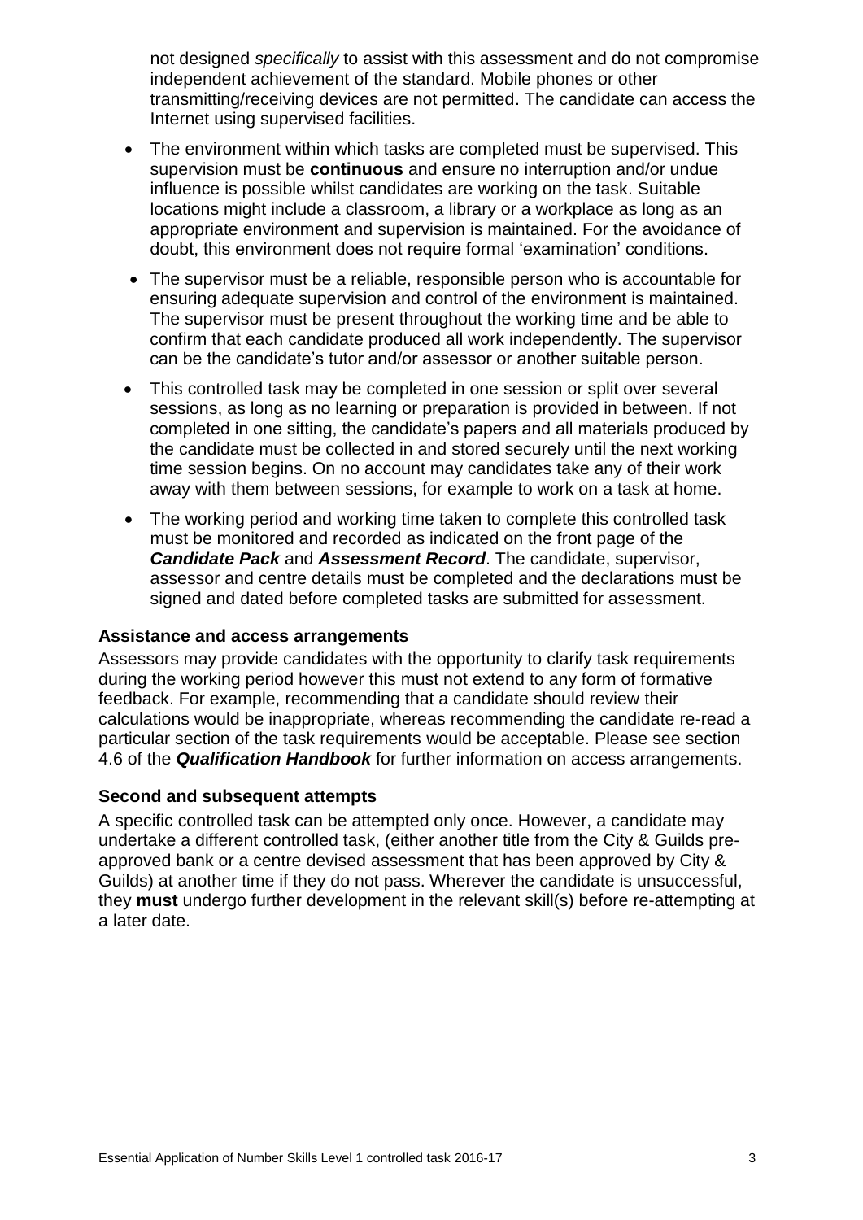not designed *specifically* to assist with this assessment and do not compromise independent achievement of the standard. Mobile phones or other transmitting/receiving devices are not permitted. The candidate can access the Internet using supervised facilities.

- The environment within which tasks are completed must be supervised. This supervision must be **continuous** and ensure no interruption and/or undue influence is possible whilst candidates are working on the task. Suitable locations might include a classroom, a library or a workplace as long as an appropriate environment and supervision is maintained. For the avoidance of doubt, this environment does not require formal 'examination' conditions.
- The supervisor must be a reliable, responsible person who is accountable for ensuring adequate supervision and control of the environment is maintained. The supervisor must be present throughout the working time and be able to confirm that each candidate produced all work independently. The supervisor can be the candidate's tutor and/or assessor or another suitable person.
- This controlled task may be completed in one session or split over several sessions, as long as no learning or preparation is provided in between. If not completed in one sitting, the candidate's papers and all materials produced by the candidate must be collected in and stored securely until the next working time session begins. On no account may candidates take any of their work away with them between sessions, for example to work on a task at home.
- The working period and working time taken to complete this controlled task must be monitored and recorded as indicated on the front page of the ***Candidate Pack*** and ***Assessment Record***. The candidate, supervisor, assessor and centre details must be completed and the declarations must be signed and dated before completed tasks are submitted for assessment.

**Assistance and access arrangements**

Assessors may provide candidates with the opportunity to clarify task requirements during the working period however this must not extend to any form of formative feedback. For example, recommending that a candidate should review their calculations would be inappropriate, whereas recommending the candidate re-read a particular section of the task requirements would be acceptable. Please see section 4.6 of the ***Qualification Handbook*** for further information on access arrangements.

**Second and subsequent attempts**

A specific controlled task can be attempted only once. However, a candidate may undertake a different controlled task, (either another title from the City & Guilds pre-approved bank or a centre devised assessment that has been approved by City & Guilds) at another time if they do not pass. Wherever the candidate is unsuccessful, they **must** undergo further development in the relevant skill(s) before re-attempting at a later date.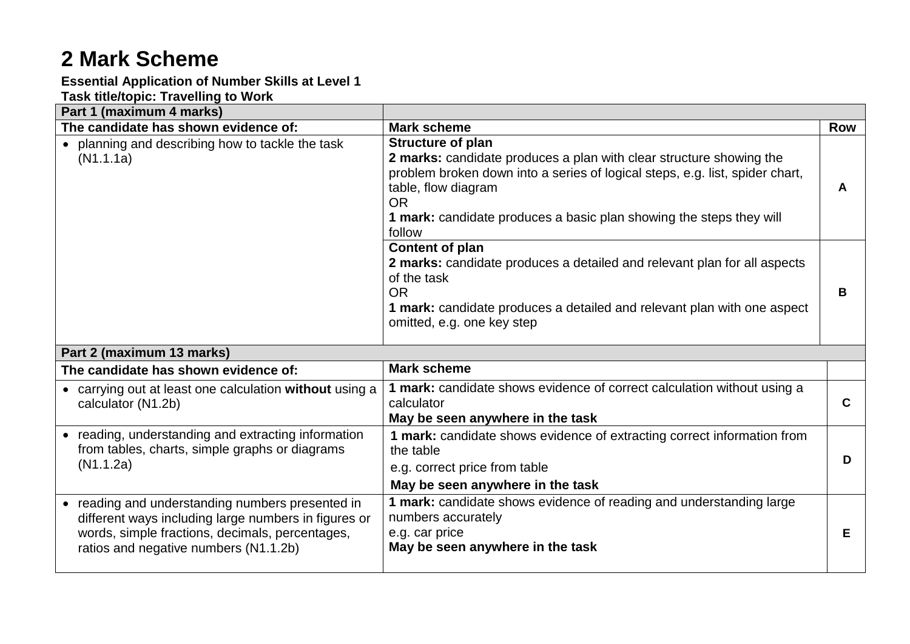# 2 Mark Scheme

**Essential Application of Number Skills at Level 1**
**Task title/topic: Travelling to Work**

| **Part 1 (maximum 4 marks)** | | |
|---|---|---|
| **The candidate has shown evidence of:** | **Mark scheme** | **Row** |
| • planning and describing how to tackle the task (N1.1.1a) | **Structure of plan**<br>**2 marks:** candidate produces a plan with clear structure showing the problem broken down into a series of logical steps, e.g. list, spider chart, table, flow diagram<br>OR<br>**1 mark:** candidate produces a basic plan showing the steps they will follow | **A** |
| | **Content of plan**<br>**2 marks:** candidate produces a detailed and relevant plan for all aspects of the task<br>OR<br>**1 mark:** candidate produces a detailed and relevant plan with one aspect omitted, e.g. one key step | **B** |
| **Part 2 (maximum 13 marks)** | | |
| **The candidate has shown evidence of:** | **Mark scheme** | |
| • carrying out at least one calculation **without** using a calculator (N1.2b) | **1 mark:** candidate shows evidence of correct calculation without using a calculator<br>**May be seen anywhere in the task** | **C** |
| • reading, understanding and extracting information from tables, charts, simple graphs or diagrams (N1.1.2a) | **1 mark:** candidate shows evidence of extracting correct information from the table<br>e.g. correct price from table<br>**May be seen anywhere in the task** | **D** |
| • reading and understanding numbers presented in different ways including large numbers in figures or words, simple fractions, decimals, percentages, ratios and negative numbers (N1.1.2b) | **1 mark:** candidate shows evidence of reading and understanding large numbers accurately<br>e.g. car price<br>**May be seen anywhere in the task** | **E** |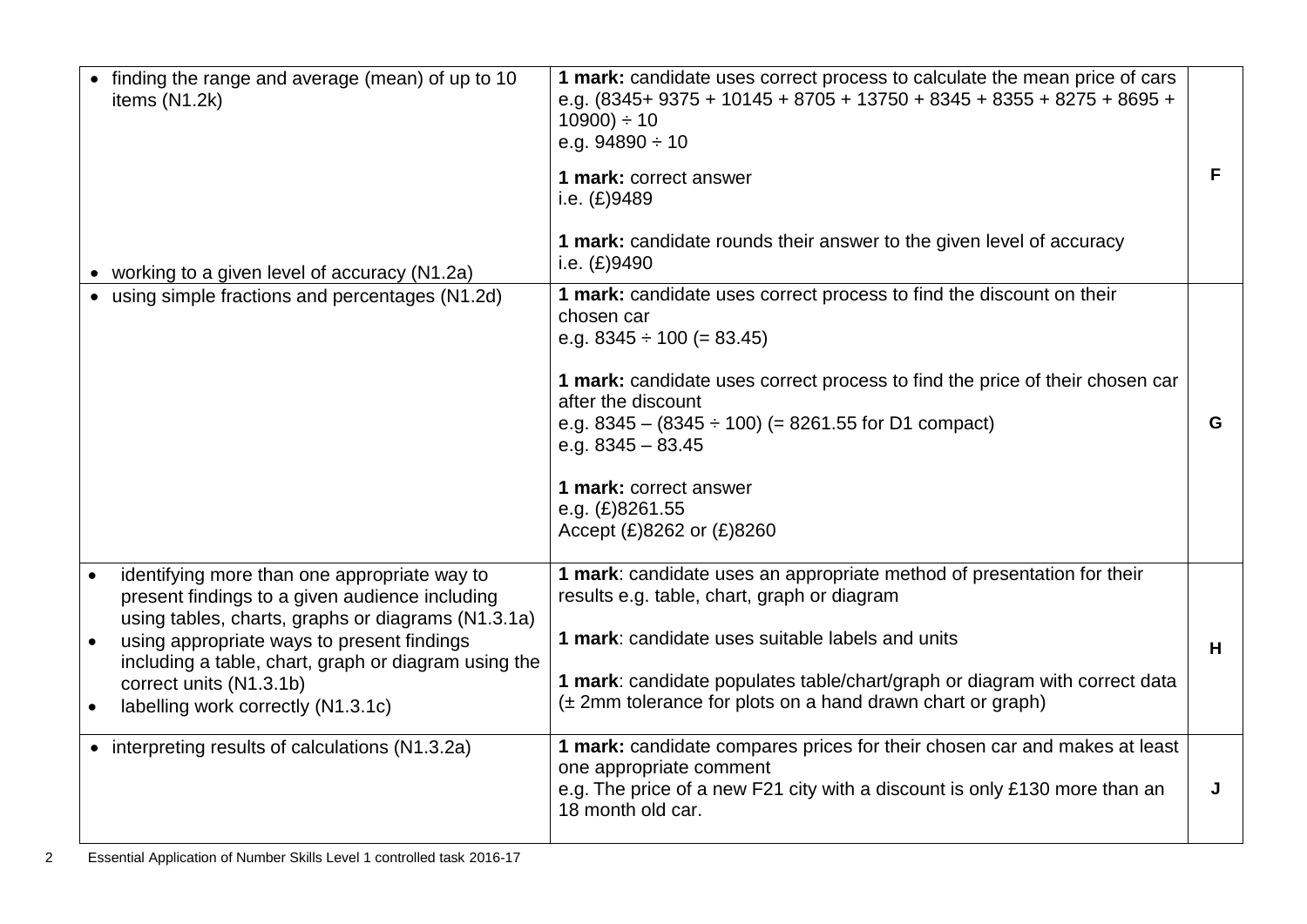| | | |
|---|---|---|
| • finding the range and average (mean) of up to 10 items (N1.2k)<br><br>• working to a given level of accuracy (N1.2a) | **1 mark:** candidate uses correct process to calculate the mean price of cars<br>e.g. (8345+ 9375 + 10145 + 8705 + 13750 + 8345 + 8355 + 8275 + 8695 + 10900) ÷ 10<br>e.g. 94890 ÷ 10<br><br>**1 mark:** correct answer<br>i.e. (£)9489<br><br>**1 mark:** candidate rounds their answer to the given level of accuracy<br>i.e. (£)9490 | **F** |
| • using simple fractions and percentages (N1.2d) | **1 mark:** candidate uses correct process to find the discount on their chosen car<br>e.g. 8345 ÷ 100 (= 83.45)<br><br>**1 mark:** candidate uses correct process to find the price of their chosen car after the discount<br>e.g. 8345 – (8345 ÷ 100) (= 8261.55 for D1 compact)<br>e.g. 8345 – 83.45<br><br>**1 mark:** correct answer<br>e.g. (£)8261.55<br>Accept (£)8262 or (£)8260 | **G** |
| • identifying more than one appropriate way to present findings to a given audience including using tables, charts, graphs or diagrams (N1.3.1a)<br>• using appropriate ways to present findings including a table, chart, graph or diagram using the correct units (N1.3.1b)<br>• labelling work correctly (N1.3.1c) | **1 mark**: candidate uses an appropriate method of presentation for their results e.g. table, chart, graph or diagram<br><br>**1 mark**: candidate uses suitable labels and units<br><br>**1 mark**: candidate populates table/chart/graph or diagram with correct data (± 2mm tolerance for plots on a hand drawn chart or graph) | **H** |
| • interpreting results of calculations (N1.3.2a) | **1 mark:** candidate compares prices for their chosen car and makes at least one appropriate comment<br>e.g. The price of a new F21 city with a discount is only £130 more than an 18 month old car. | **J** |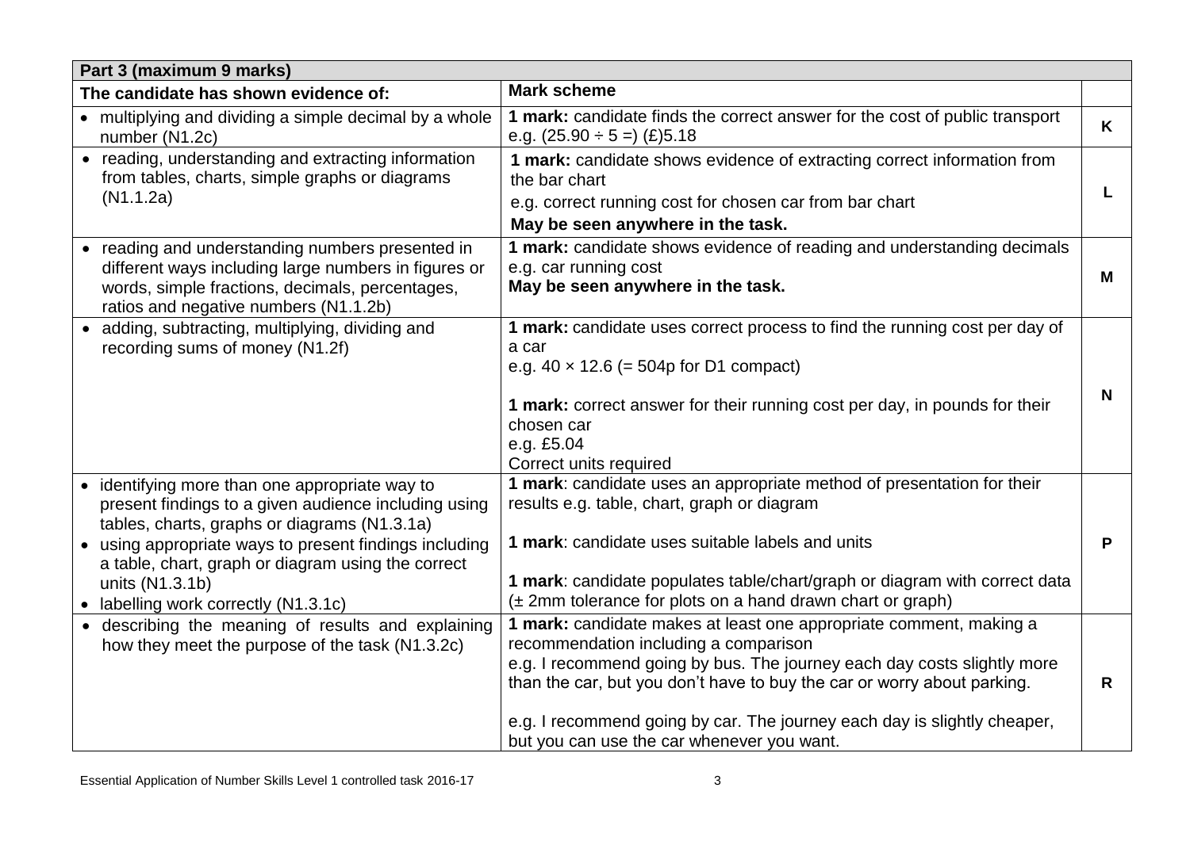| Part 3 (maximum 9 marks) | | |
|---|---|---|
| **The candidate has shown evidence of:** | **Mark scheme** | |
| • multiplying and dividing a simple decimal by a whole number (N1.2c) | **1 mark:** candidate finds the correct answer for the cost of public transport e.g. (25.90 ÷ 5 =) (£)5.18 | **K** |
| • reading, understanding and extracting information from tables, charts, simple graphs or diagrams (N1.1.2a) | **1 mark:** candidate shows evidence of extracting correct information from the bar chart<br>e.g. correct running cost for chosen car from bar chart<br>**May be seen anywhere in the task.** | **L** |
| • reading and understanding numbers presented in different ways including large numbers in figures or words, simple fractions, decimals, percentages, ratios and negative numbers (N1.1.2b) | **1 mark:** candidate shows evidence of reading and understanding decimals e.g. car running cost<br>**May be seen anywhere in the task.** | **M** |
| • adding, subtracting, multiplying, dividing and recording sums of money (N1.2f) | **1 mark:** candidate uses correct process to find the running cost per day of a car<br>e.g. 40 × 12.6 (= 504p for D1 compact)<br><br>**1 mark:** correct answer for their running cost per day, in pounds for their chosen car<br>e.g. £5.04<br>Correct units required | **N** |
| • identifying more than one appropriate way to present findings to a given audience including using tables, charts, graphs or diagrams (N1.3.1a)<br>• using appropriate ways to present findings including a table, chart, graph or diagram using the correct units (N1.3.1b)<br>• labelling work correctly (N1.3.1c) | **1 mark**: candidate uses an appropriate method of presentation for their results e.g. table, chart, graph or diagram<br><br>**1 mark**: candidate uses suitable labels and units<br><br>**1 mark**: candidate populates table/chart/graph or diagram with correct data (± 2mm tolerance for plots on a hand drawn chart or graph) | **P** |
| • describing the meaning of results and explaining how they meet the purpose of the task (N1.3.2c) | **1 mark:** candidate makes at least one appropriate comment, making a recommendation including a comparison<br>e.g. I recommend going by bus. The journey each day costs slightly more than the car, but you don't have to buy the car or worry about parking.<br><br>e.g. I recommend going by car. The journey each day is slightly cheaper, but you can use the car whenever you want. | **R** |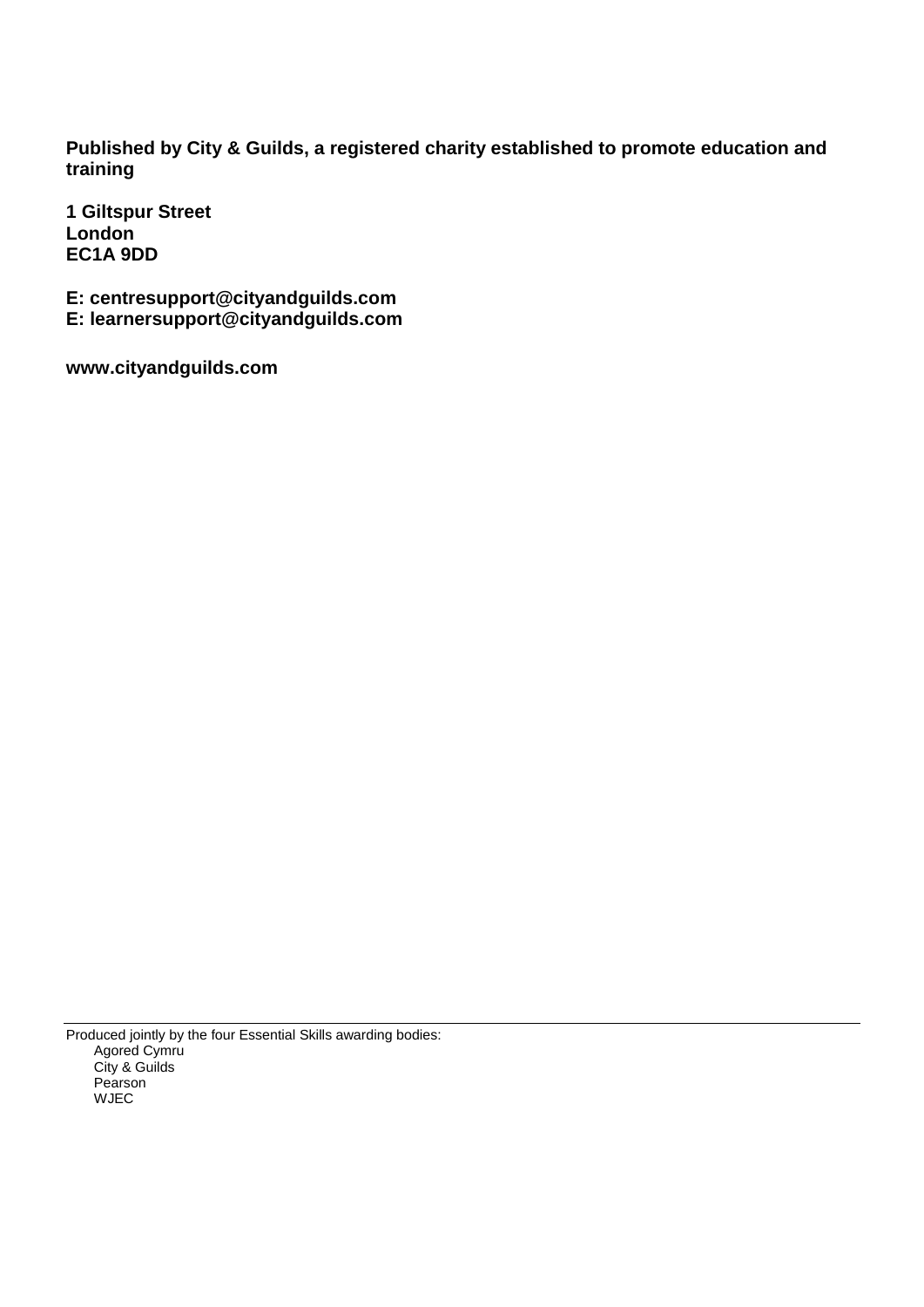**Published by City & Guilds, a registered charity established to promote education and training**

**1 Giltspur Street**
**London**
**EC1A 9DD**

**E: centresupport@cityandguilds.com**
**E: learnersupport@cityandguilds.com**

**www.cityandguilds.com**

---

Produced jointly by the four Essential Skills awarding bodies:

- Agored Cymru
- City & Guilds
- Pearson
- WJEC